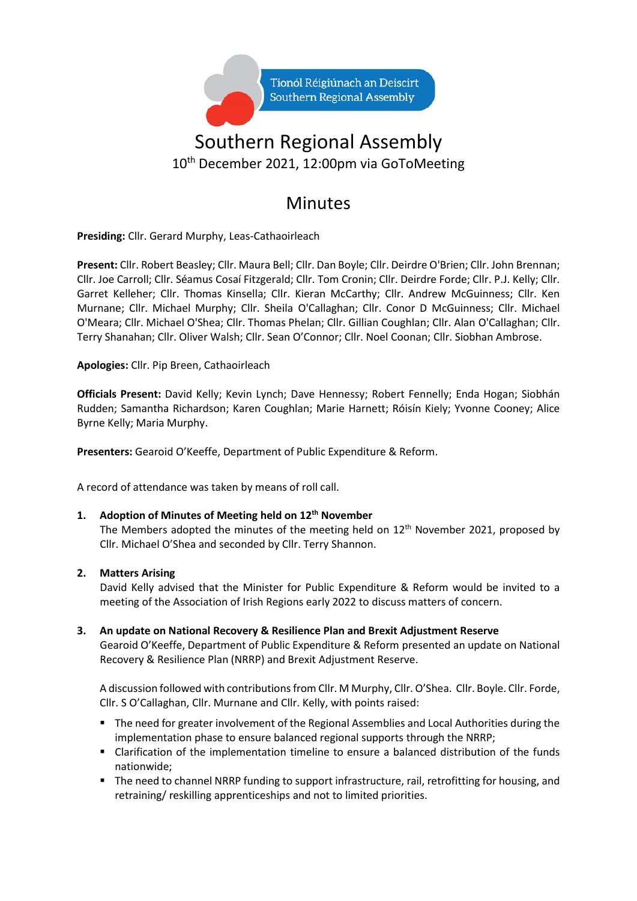Tionól Réigiúnach an Deiscirt
Southern Regional Assembly

# Southern Regional Assembly

10th December 2021, 12:00pm via GoToMeeting

## Minutes

**Presiding:** Cllr. Gerard Murphy, Leas-Cathaoirleach

**Present:** Cllr. Robert Beasley; Cllr. Maura Bell; Cllr. Dan Boyle; Cllr. Deirdre O'Brien; Cllr. John Brennan; Cllr. Joe Carroll; Cllr. Séamus Cosaí Fitzgerald; Cllr. Tom Cronin; Cllr. Deirdre Forde; Cllr. P.J. Kelly; Cllr. Garret Kelleher; Cllr. Thomas Kinsella; Cllr. Kieran McCarthy; Cllr. Andrew McGuinness; Cllr. Ken Murnane; Cllr. Michael Murphy; Cllr. Sheila O'Callaghan; Cllr. Conor D McGuinness; Cllr. Michael O'Meara; Cllr. Michael O'Shea; Cllr. Thomas Phelan; Cllr. Gillian Coughlan; Cllr. Alan O'Callaghan; Cllr. Terry Shanahan; Cllr. Oliver Walsh; Cllr. Sean O'Connor; Cllr. Noel Coonan; Cllr. Siobhan Ambrose.

**Apologies:** Cllr. Pip Breen, Cathaoirleach

**Officials Present:** David Kelly; Kevin Lynch; Dave Hennessy; Robert Fennelly; Enda Hogan; Siobhán Rudden; Samantha Richardson; Karen Coughlan; Marie Harnett; Róisín Kiely; Yvonne Cooney; Alice Byrne Kelly; Maria Murphy.

**Presenters:** Gearoid O'Keeffe, Department of Public Expenditure & Reform.

A record of attendance was taken by means of roll call.

1. **Adoption of Minutes of Meeting held on 12th November**
   The Members adopted the minutes of the meeting held on 12th November 2021, proposed by Cllr. Michael O'Shea and seconded by Cllr. Terry Shannon.

2. **Matters Arising**
   David Kelly advised that the Minister for Public Expenditure & Reform would be invited to a meeting of the Association of Irish Regions early 2022 to discuss matters of concern.

3. **An update on National Recovery & Resilience Plan and Brexit Adjustment Reserve**
   Gearoid O'Keeffe, Department of Public Expenditure & Reform presented an update on National Recovery & Resilience Plan (NRRP) and Brexit Adjustment Reserve.

   A discussion followed with contributions from Cllr. M Murphy, Cllr. O'Shea. Cllr. Boyle. Cllr. Forde, Cllr. S O'Callaghan, Cllr. Murnane and Cllr. Kelly, with points raised:

   - The need for greater involvement of the Regional Assemblies and Local Authorities during the implementation phase to ensure balanced regional supports through the NRRP;
   - Clarification of the implementation timeline to ensure a balanced distribution of the funds nationwide;
   - The need to channel NRRP funding to support infrastructure, rail, retrofitting for housing, and retraining/ reskilling apprenticeships and not to limited priorities.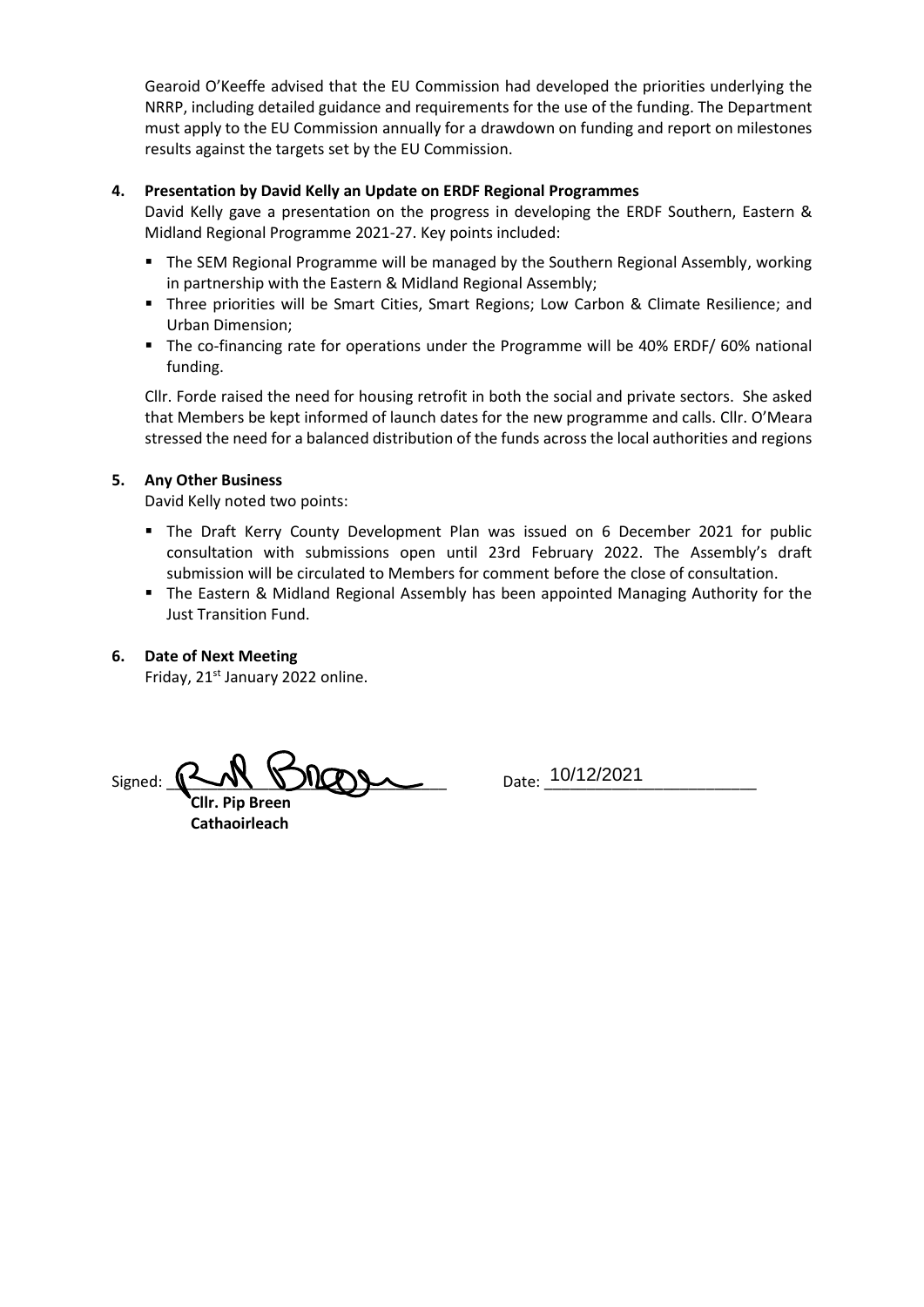Gearoid O'Keeffe advised that the EU Commission had developed the priorities underlying the NRRP, including detailed guidance and requirements for the use of the funding. The Department must apply to the EU Commission annually for a drawdown on funding and report on milestones results against the targets set by the EU Commission.

**4. Presentation by David Kelly an Update on ERDF Regional Programmes**

David Kelly gave a presentation on the progress in developing the ERDF Southern, Eastern & Midland Regional Programme 2021-27. Key points included:

- The SEM Regional Programme will be managed by the Southern Regional Assembly, working in partnership with the Eastern & Midland Regional Assembly;
- Three priorities will be Smart Cities, Smart Regions; Low Carbon & Climate Resilience; and Urban Dimension;
- The co-financing rate for operations under the Programme will be 40% ERDF/ 60% national funding.

Cllr. Forde raised the need for housing retrofit in both the social and private sectors. She asked that Members be kept informed of launch dates for the new programme and calls. Cllr. O'Meara stressed the need for a balanced distribution of the funds across the local authorities and regions

**5. Any Other Business**

David Kelly noted two points:

- The Draft Kerry County Development Plan was issued on 6 December 2021 for public consultation with submissions open until 23rd February 2022. The Assembly's draft submission will be circulated to Members for comment before the close of consultation.
- The Eastern & Midland Regional Assembly has been appointed Managing Authority for the Just Transition Fund.

**6. Date of Next Meeting**

Friday, 21st January 2022 online.

Signed: ______________________ Date: 10/12/2021

**Cllr. Pip Breen**
**Cathaoirleach**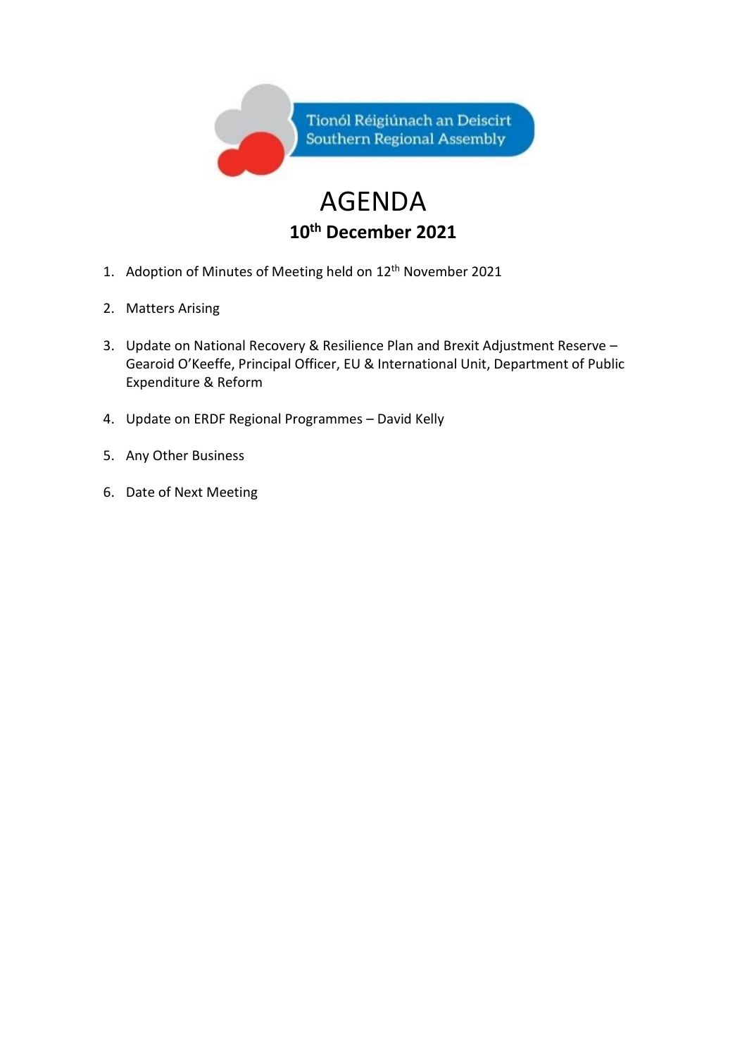Tionól Réigiúnach an Deiscirt
Southern Regional Assembly

# AGENDA

## 10th December 2021

1. Adoption of Minutes of Meeting held on 12th November 2021

2. Matters Arising

3. Update on National Recovery & Resilience Plan and Brexit Adjustment Reserve – Gearoid O'Keeffe, Principal Officer, EU & International Unit, Department of Public Expenditure & Reform

4. Update on ERDF Regional Programmes – David Kelly

5. Any Other Business

6. Date of Next Meeting